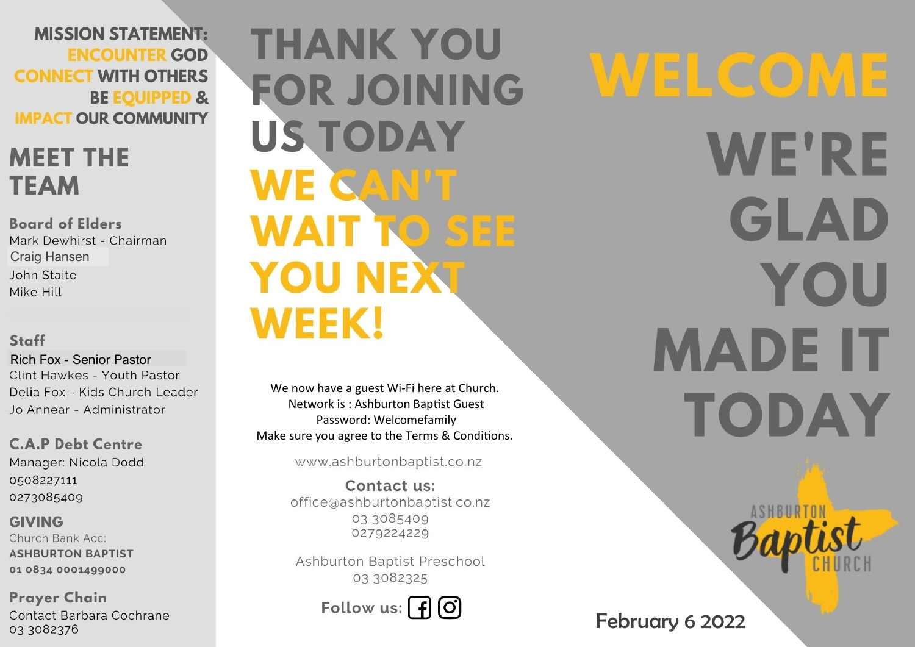**MISSION STATEMENT:**
**ENCOUNTER GOD**
**CONNECT WITH OTHERS**
**BE EQUIPPED &**
**IMPACT OUR COMMUNITY**

## MEET THE TEAM

### Board of Elders

Mark Dewhirst - Chairman
Craig Hansen
John Staite
Mike Hill

### Staff

Rich Fox - Senior Pastor
Clint Hawkes - Youth Pastor
Delia Fox - Kids Church Leader
Jo Annear - Administrator

### C.A.P Debt Centre

Manager: Nicola Dodd
0508227111
0273085409

### GIVING

Church Bank Acc:
**ASHBURTON BAPTIST**
**01 0834 0001499000**

### Prayer Chain

Contact Barbara Cochrane
03 3082376

# THANK YOU FOR JOINING US TODAY

# WE CAN'T WAIT TO SEE YOU NEXT WEEK!

We now have a guest Wi-Fi here at Church.
Network is : Ashburton Baptist Guest
Password: Welcomefamily
Make sure you agree to the Terms & Conditions.

www.ashburtonbaptist.co.nz

**Contact us:**
office@ashburtonbaptist.co.nz
03 3085409
0279224229

Ashburton Baptist Preschool
03 3082325

**Follow us:**

# WELCOME

# WE'RE GLAD YOU MADE IT TODAY

ASHBURTON Baptist CHURCH

**February 6 2022**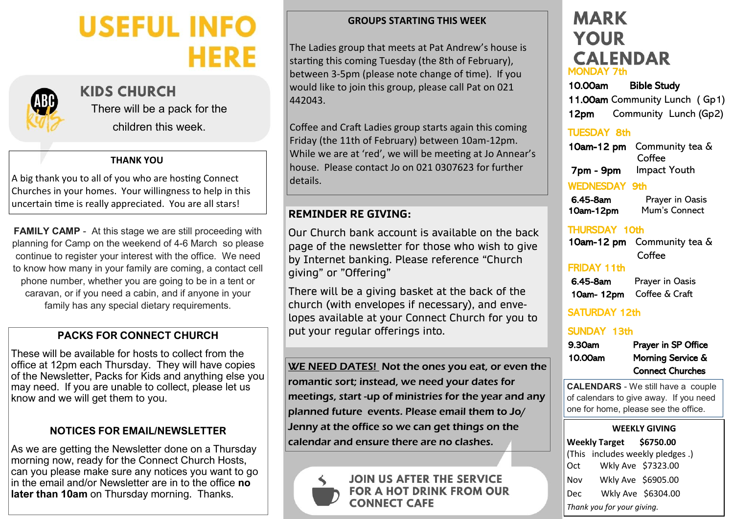# USEFUL INFO HERE

## KIDS CHURCH

There will be a pack for the children this week.

### THANK YOU

A big thank you to all of you who are hosting Connect Churches in your homes. Your willingness to help in this uncertain time is really appreciated. You are all stars!

**FAMILY CAMP** - At this stage we are still proceeding with planning for Camp on the weekend of 4-6 March so please continue to register your interest with the office. We need to know how many in your family are coming, a contact cell phone number, whether you are going to be in a tent or caravan, or if you need a cabin, and if anyone in your family has any special dietary requirements.

### PACKS FOR CONNECT CHURCH

These will be available for hosts to collect from the office at 12pm each Thursday. They will have copies of the Newsletter, Packs for Kids and anything else you may need. If you are unable to collect, please let us know and we will get them to you.

### NOTICES FOR EMAIL/NEWSLETTER

As we are getting the Newsletter done on a Thursday morning now, ready for the Connect Church Hosts, can you please make sure any notices you want to go in the email and/or Newsletter are in to the office **no later than 10am** on Thursday morning. Thanks.

### GROUPS STARTING THIS WEEK

The Ladies group that meets at Pat Andrew's house is starting this coming Tuesday (the 8th of February), between 3-5pm (please note change of time). If you would like to join this group, please call Pat on 021 442043.

Coffee and Craft Ladies group starts again this coming Friday (the 11th of February) between 10am-12pm. While we are at 'red', we will be meeting at Jo Annear's house. Please contact Jo on 021 0307623 for further details.

### REMINDER RE GIVING:

Our Church bank account is available on the back page of the newsletter for those who wish to give by Internet banking. Please reference "Church giving" or "Offering"

There will be a giving basket at the back of the church (with envelopes if necessary), and envelopes available at your Connect Church for you to put your regular offerings into.

***WE NEED DATES!* Not the ones you eat, or even the romantic sort; instead, we need your dates for meetings, start -up of ministries for the year and any planned future events. Please email them to Jo/ Jenny at the office so we can get things on the calendar and ensure there are no clashes.**

**JOIN US AFTER THE SERVICE FOR A HOT DRINK FROM OUR CONNECT CAFE**

# MARK YOUR CALENDAR

**MONDAY 7th**
- **10.00am** Bible Study
- **11.00am** Community Lunch (Gp1)
- **12pm** Community Lunch (Gp2)

**TUESDAY 8th**
- **10am-12 pm** Community tea & Coffee
- **7pm - 9pm** Impact Youth

**WEDNESDAY 9th**
- **6.45-8am** Prayer in Oasis
- **10am-12pm** Mum's Connect

**THURSDAY 10th**
- **10am-12 pm** Community tea & Coffee

**FRIDAY 11th**
- **6.45-8am** Prayer in Oasis
- **10am- 12pm** Coffee & Craft

**SATURDAY 12th**

**SUNDAY 13th**
- **9.30am** Prayer in SP Office
- **10.00am** Morning Service & Connect Churches

**CALENDARS** - We still have a couple of calendars to give away. If you need one for home, please see the office.

### WEEKLY GIVING

**Weekly Target $6750.00**
(This includes weekly pledges .)

| | | |
|---|---|---|
| Oct | Wkly Ave | $7323.00 |
| Nov | Wkly Ave | $6905.00 |
| Dec | Wkly Ave | $6304.00 |

*Thank you for your giving.*